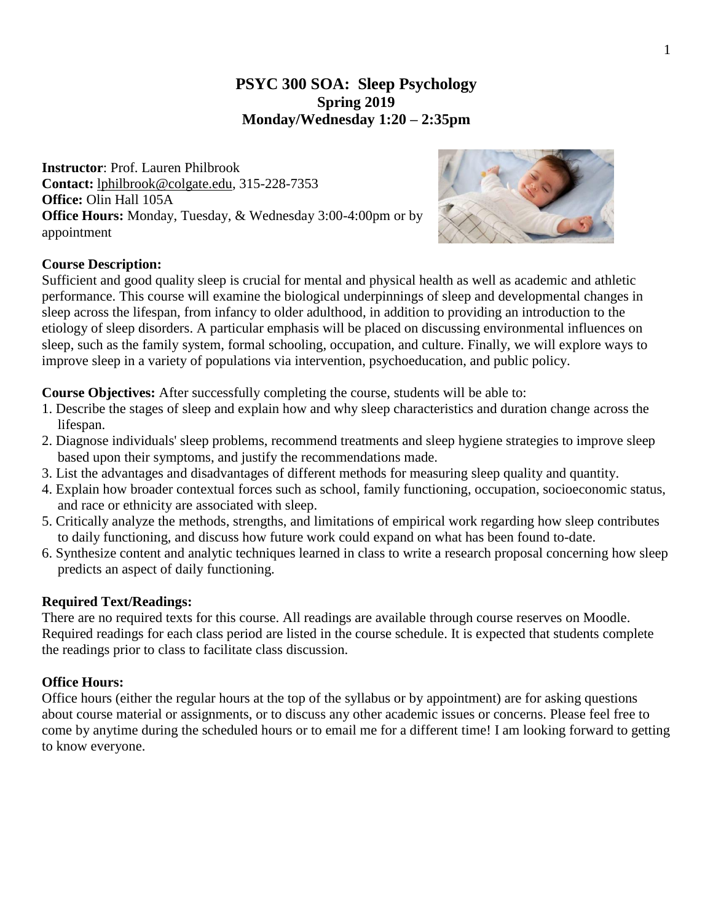# PSYC 300 SOA: Sleep Psychology

**Spring 2019**

**Monday/Wednesday 1:20 – 2:35pm**

**Instructor**: Prof. Lauren Philbrook
**Contact:** lphilbrook@colgate.edu, 315-228-7353
**Office:** Olin Hall 105A
**Office Hours:** Monday, Tuesday, & Wednesday 3:00-4:00pm or by appointment

**Course Description:**
Sufficient and good quality sleep is crucial for mental and physical health as well as academic and athletic performance. This course will examine the biological underpinnings of sleep and developmental changes in sleep across the lifespan, from infancy to older adulthood, in addition to providing an introduction to the etiology of sleep disorders. A particular emphasis will be placed on discussing environmental influences on sleep, such as the family system, formal schooling, occupation, and culture. Finally, we will explore ways to improve sleep in a variety of populations via intervention, psychoeducation, and public policy.

**Course Objectives:** After successfully completing the course, students will be able to:

1. Describe the stages of sleep and explain how and why sleep characteristics and duration change across the lifespan.
2. Diagnose individuals' sleep problems, recommend treatments and sleep hygiene strategies to improve sleep based upon their symptoms, and justify the recommendations made.
3. List the advantages and disadvantages of different methods for measuring sleep quality and quantity.
4. Explain how broader contextual forces such as school, family functioning, occupation, socioeconomic status, and race or ethnicity are associated with sleep.
5. Critically analyze the methods, strengths, and limitations of empirical work regarding how sleep contributes to daily functioning, and discuss how future work could expand on what has been found to-date.
6. Synthesize content and analytic techniques learned in class to write a research proposal concerning how sleep predicts an aspect of daily functioning.

**Required Text/Readings:**
There are no required texts for this course. All readings are available through course reserves on Moodle. Required readings for each class period are listed in the course schedule. It is expected that students complete the readings prior to class to facilitate class discussion.

**Office Hours:**
Office hours (either the regular hours at the top of the syllabus or by appointment) are for asking questions about course material or assignments, or to discuss any other academic issues or concerns. Please feel free to come by anytime during the scheduled hours or to email me for a different time! I am looking forward to getting to know everyone.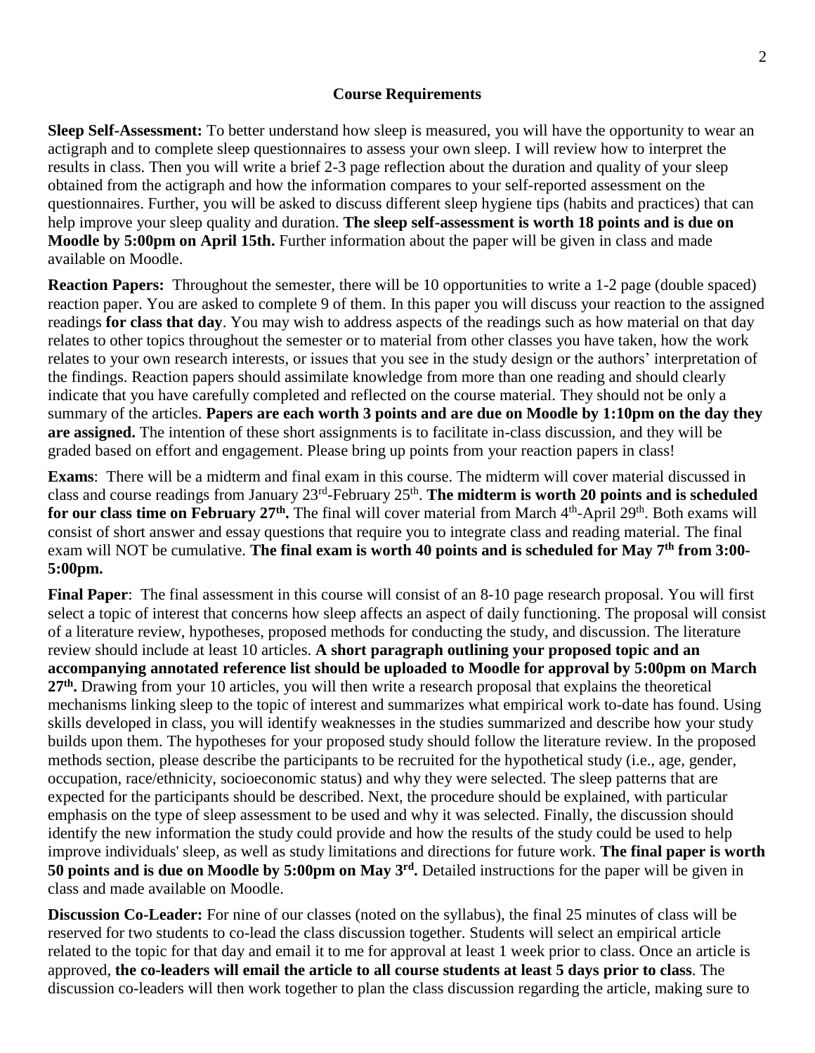## Course Requirements

**Sleep Self-Assessment:** To better understand how sleep is measured, you will have the opportunity to wear an actigraph and to complete sleep questionnaires to assess your own sleep. I will review how to interpret the results in class. Then you will write a brief 2-3 page reflection about the duration and quality of your sleep obtained from the actigraph and how the information compares to your self-reported assessment on the questionnaires. Further, you will be asked to discuss different sleep hygiene tips (habits and practices) that can help improve your sleep quality and duration. **The sleep self-assessment is worth 18 points and is due on Moodle by 5:00pm on April 15th.** Further information about the paper will be given in class and made available on Moodle.

**Reaction Papers:** Throughout the semester, there will be 10 opportunities to write a 1-2 page (double spaced) reaction paper. You are asked to complete 9 of them. In this paper you will discuss your reaction to the assigned readings **for class that day**. You may wish to address aspects of the readings such as how material on that day relates to other topics throughout the semester or to material from other classes you have taken, how the work relates to your own research interests, or issues that you see in the study design or the authors' interpretation of the findings. Reaction papers should assimilate knowledge from more than one reading and should clearly indicate that you have carefully completed and reflected on the course material. They should not be only a summary of the articles. **Papers are each worth 3 points and are due on Moodle by 1:10pm on the day they are assigned.** The intention of these short assignments is to facilitate in-class discussion, and they will be graded based on effort and engagement. Please bring up points from your reaction papers in class!

**Exams**: There will be a midterm and final exam in this course. The midterm will cover material discussed in class and course readings from January 23rd-February 25th. **The midterm is worth 20 points and is scheduled for our class time on February 27th.** The final will cover material from March 4th-April 29th. Both exams will consist of short answer and essay questions that require you to integrate class and reading material. The final exam will NOT be cumulative. **The final exam is worth 40 points and is scheduled for May 7th from 3:00-5:00pm.**

**Final Paper**: The final assessment in this course will consist of an 8-10 page research proposal. You will first select a topic of interest that concerns how sleep affects an aspect of daily functioning. The proposal will consist of a literature review, hypotheses, proposed methods for conducting the study, and discussion. The literature review should include at least 10 articles. **A short paragraph outlining your proposed topic and an accompanying annotated reference list should be uploaded to Moodle for approval by 5:00pm on March 27th.** Drawing from your 10 articles, you will then write a research proposal that explains the theoretical mechanisms linking sleep to the topic of interest and summarizes what empirical work to-date has found. Using skills developed in class, you will identify weaknesses in the studies summarized and describe how your study builds upon them. The hypotheses for your proposed study should follow the literature review. In the proposed methods section, please describe the participants to be recruited for the hypothetical study (i.e., age, gender, occupation, race/ethnicity, socioeconomic status) and why they were selected. The sleep patterns that are expected for the participants should be described. Next, the procedure should be explained, with particular emphasis on the type of sleep assessment to be used and why it was selected. Finally, the discussion should identify the new information the study could provide and how the results of the study could be used to help improve individuals' sleep, as well as study limitations and directions for future work. **The final paper is worth 50 points and is due on Moodle by 5:00pm on May 3rd.** Detailed instructions for the paper will be given in class and made available on Moodle.

**Discussion Co-Leader:** For nine of our classes (noted on the syllabus), the final 25 minutes of class will be reserved for two students to co-lead the class discussion together. Students will select an empirical article related to the topic for that day and email it to me for approval at least 1 week prior to class. Once an article is approved, **the co-leaders will email the article to all course students at least 5 days prior to class**. The discussion co-leaders will then work together to plan the class discussion regarding the article, making sure to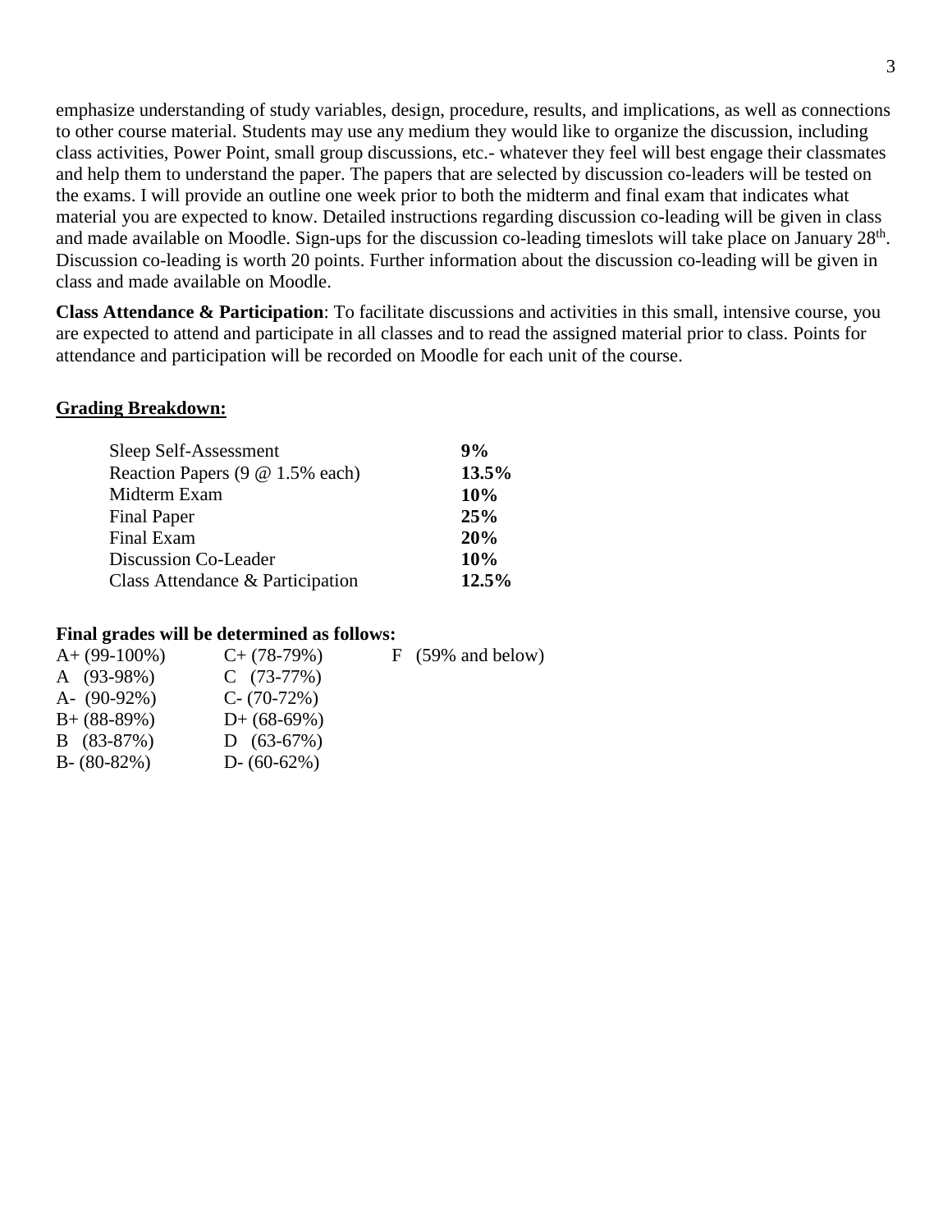emphasize understanding of study variables, design, procedure, results, and implications, as well as connections to other course material. Students may use any medium they would like to organize the discussion, including class activities, Power Point, small group discussions, etc.- whatever they feel will best engage their classmates and help them to understand the paper. The papers that are selected by discussion co-leaders will be tested on the exams. I will provide an outline one week prior to both the midterm and final exam that indicates what material you are expected to know. Detailed instructions regarding discussion co-leading will be given in class and made available on Moodle. Sign-ups for the discussion co-leading timeslots will take place on January 28th. Discussion co-leading is worth 20 points. Further information about the discussion co-leading will be given in class and made available on Moodle.

**Class Attendance & Participation**: To facilitate discussions and activities in this small, intensive course, you are expected to attend and participate in all classes and to read the assigned material prior to class. Points for attendance and participation will be recorded on Moodle for each unit of the course.

## Grading Breakdown:

| | |
|---|---|
| Sleep Self-Assessment | **9%** |
| Reaction Papers (9 @ 1.5% each) | **13.5%** |
| Midterm Exam | **10%** |
| Final Paper | **25%** |
| Final Exam | **20%** |
| Discussion Co-Leader | **10%** |
| Class Attendance & Participation | **12.5%** |

**Final grades will be determined as follows:**

| | | |
|---|---|---|
| A+ (99-100%) | C+ (78-79%) | F (59% and below) |
| A (93-98%) | C (73-77%) | |
| A- (90-92%) | C- (70-72%) | |
| B+ (88-89%) | D+ (68-69%) | |
| B (83-87%) | D (63-67%) | |
| B- (80-82%) | D- (60-62%) | |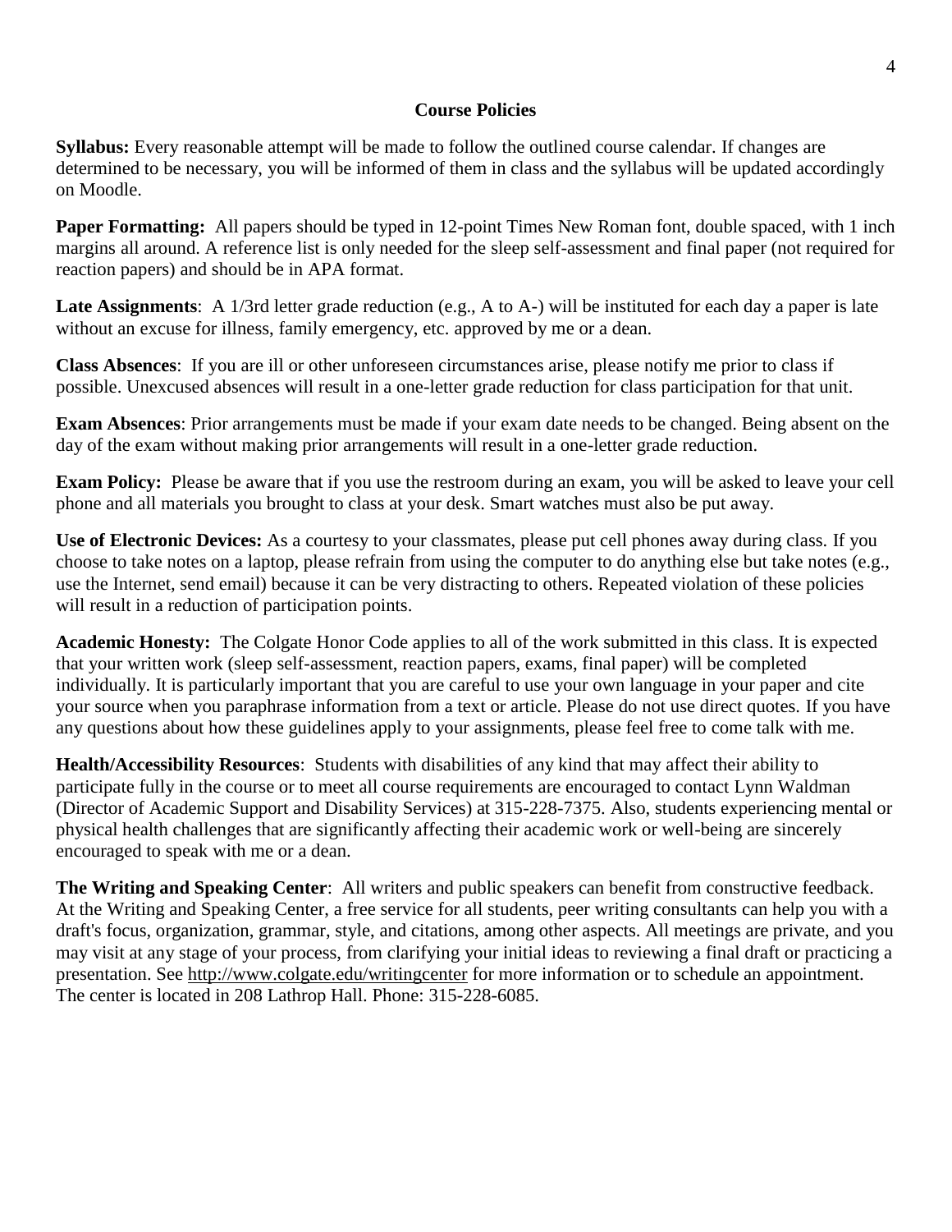## Course Policies

**Syllabus:** Every reasonable attempt will be made to follow the outlined course calendar. If changes are determined to be necessary, you will be informed of them in class and the syllabus will be updated accordingly on Moodle.

**Paper Formatting:** All papers should be typed in 12-point Times New Roman font, double spaced, with 1 inch margins all around. A reference list is only needed for the sleep self-assessment and final paper (not required for reaction papers) and should be in APA format.

**Late Assignments**: A 1/3rd letter grade reduction (e.g., A to A-) will be instituted for each day a paper is late without an excuse for illness, family emergency, etc. approved by me or a dean.

**Class Absences**: If you are ill or other unforeseen circumstances arise, please notify me prior to class if possible. Unexcused absences will result in a one-letter grade reduction for class participation for that unit.

**Exam Absences**: Prior arrangements must be made if your exam date needs to be changed. Being absent on the day of the exam without making prior arrangements will result in a one-letter grade reduction.

**Exam Policy:** Please be aware that if you use the restroom during an exam, you will be asked to leave your cell phone and all materials you brought to class at your desk. Smart watches must also be put away.

**Use of Electronic Devices:** As a courtesy to your classmates, please put cell phones away during class. If you choose to take notes on a laptop, please refrain from using the computer to do anything else but take notes (e.g., use the Internet, send email) because it can be very distracting to others. Repeated violation of these policies will result in a reduction of participation points.

**Academic Honesty:** The Colgate Honor Code applies to all of the work submitted in this class. It is expected that your written work (sleep self-assessment, reaction papers, exams, final paper) will be completed individually. It is particularly important that you are careful to use your own language in your paper and cite your source when you paraphrase information from a text or article. Please do not use direct quotes. If you have any questions about how these guidelines apply to your assignments, please feel free to come talk with me.

**Health/Accessibility Resources**: Students with disabilities of any kind that may affect their ability to participate fully in the course or to meet all course requirements are encouraged to contact Lynn Waldman (Director of Academic Support and Disability Services) at 315-228-7375. Also, students experiencing mental or physical health challenges that are significantly affecting their academic work or well-being are sincerely encouraged to speak with me or a dean.

**The Writing and Speaking Center**: All writers and public speakers can benefit from constructive feedback. At the Writing and Speaking Center, a free service for all students, peer writing consultants can help you with a draft's focus, organization, grammar, style, and citations, among other aspects. All meetings are private, and you may visit at any stage of your process, from clarifying your initial ideas to reviewing a final draft or practicing a presentation. See http://www.colgate.edu/writingcenter for more information or to schedule an appointment. The center is located in 208 Lathrop Hall. Phone: 315-228-6085.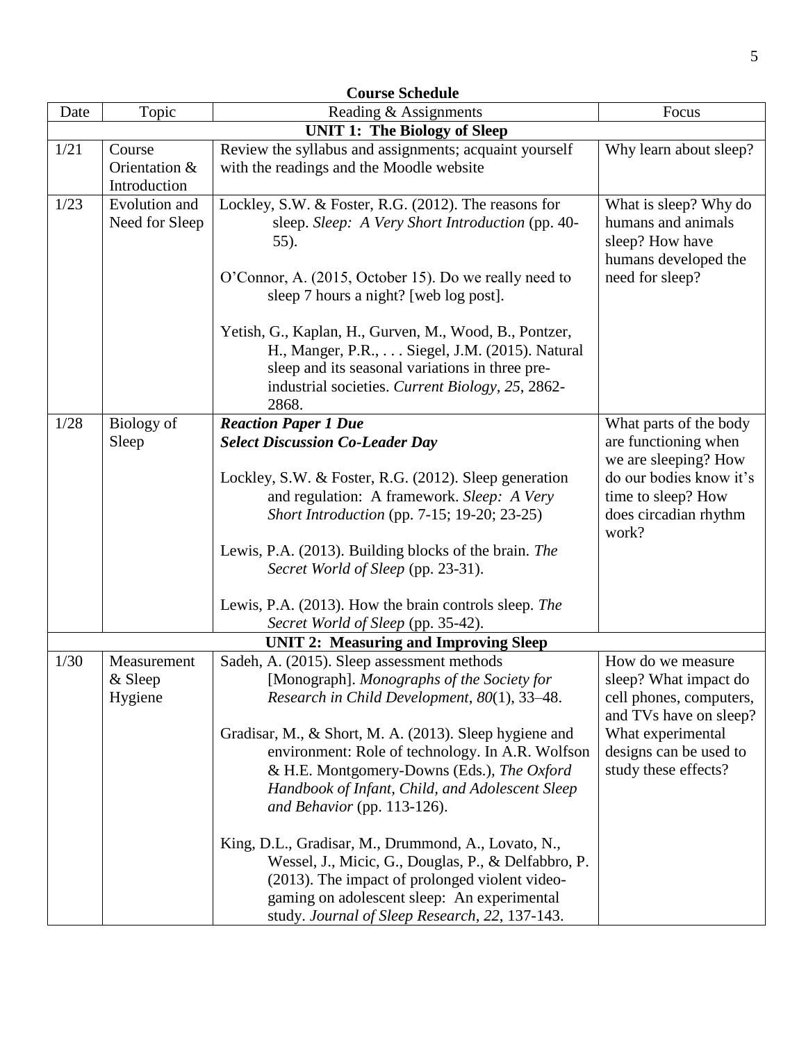**Course Schedule**

| Date | Topic | Reading & Assignments | Focus |
|---|---|---|---|
| **UNIT 1: The Biology of Sleep** | | | |
| 1/21 | Course Orientation & Introduction | Review the syllabus and assignments; acquaint yourself with the readings and the Moodle website | Why learn about sleep? |
| 1/23 | Evolution and Need for Sleep | Lockley, S.W. & Foster, R.G. (2012). The reasons for sleep. *Sleep: A Very Short Introduction* (pp. 40-55).<br><br>O'Connor, A. (2015, October 15). Do we really need to sleep 7 hours a night? [web log post].<br><br>Yetish, G., Kaplan, H., Gurven, M., Wood, B., Pontzer, H., Manger, P.R., . . . Siegel, J.M. (2015). Natural sleep and its seasonal variations in three pre-industrial societies. *Current Biology*, *25*, 2862-2868. | What is sleep? Why do humans and animals sleep? How have humans developed the need for sleep? |
| 1/28 | Biology of Sleep | ***Reaction Paper 1 Due***<br>***Select Discussion Co-Leader Day***<br><br>Lockley, S.W. & Foster, R.G. (2012). Sleep generation and regulation: A framework. *Sleep: A Very Short Introduction* (pp. 7-15; 19-20; 23-25)<br><br>Lewis, P.A. (2013). Building blocks of the brain. *The Secret World of Sleep* (pp. 23-31).<br><br>Lewis, P.A. (2013). How the brain controls sleep. *The Secret World of Sleep* (pp. 35-42). | What parts of the body are functioning when we are sleeping? How do our bodies know it's time to sleep? How does circadian rhythm work? |
| **UNIT 2: Measuring and Improving Sleep** | | | |
| 1/30 | Measurement & Sleep Hygiene | Sadeh, A. (2015). Sleep assessment methods [Monograph]. *Monographs of the Society for Research in Child Development*, *80*(1), 33–48.<br><br>Gradisar, M., & Short, M. A. (2013). Sleep hygiene and environment: Role of technology. In A.R. Wolfson & H.E. Montgomery-Downs (Eds.), *The Oxford Handbook of Infant, Child, and Adolescent Sleep and Behavior* (pp. 113-126).<br><br>King, D.L., Gradisar, M., Drummond, A., Lovato, N., Wessel, J., Micic, G., Douglas, P., & Delfabbro, P. (2013). The impact of prolonged violent video-gaming on adolescent sleep: An experimental study. *Journal of Sleep Research*, *22*, 137-143. | How do we measure sleep? What impact do cell phones, computers, and TVs have on sleep? What experimental designs can be used to study these effects? |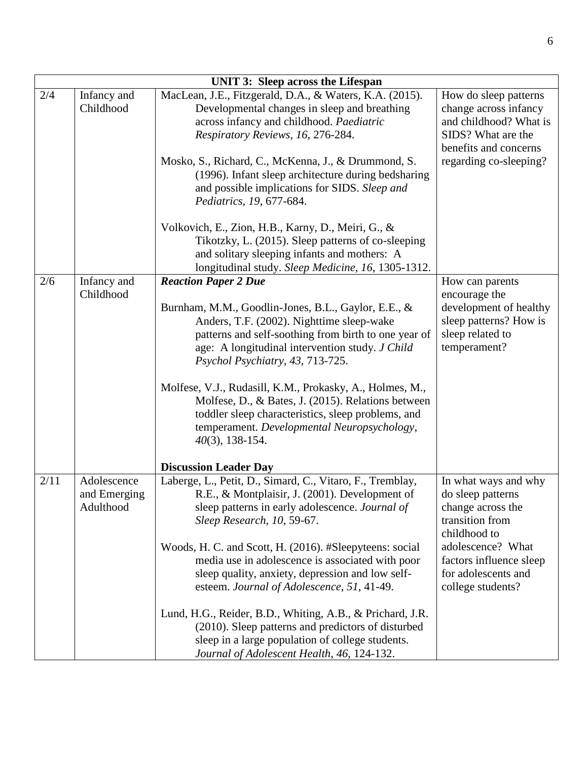| UNIT 3: Sleep across the Lifespan | | | |
|---|---|---|---|
| 2/4 | Infancy and Childhood | MacLean, J.E., Fitzgerald, D.A., & Waters, K.A. (2015). Developmental changes in sleep and breathing across infancy and childhood. *Paediatric Respiratory Reviews*, *16*, 276-284.<br><br>Mosko, S., Richard, C., McKenna, J., & Drummond, S. (1996). Infant sleep architecture during bedsharing and possible implications for SIDS. *Sleep and Pediatrics*, *19*, 677-684.<br><br>Volkovich, E., Zion, H.B., Karny, D., Meiri, G., & Tikotzky, L. (2015). Sleep patterns of co-sleeping and solitary sleeping infants and mothers: A longitudinal study. *Sleep Medicine*, *16*, 1305-1312. | How do sleep patterns change across infancy and childhood? What is SIDS? What are the benefits and concerns regarding co-sleeping? |
| 2/6 | Infancy and Childhood | ***Reaction Paper 2 Due***<br><br>Burnham, M.M., Goodlin-Jones, B.L., Gaylor, E.E., & Anders, T.F. (2002). Nighttime sleep-wake patterns and self-soothing from birth to one year of age: A longitudinal intervention study. *J Child Psychol Psychiatry*, *43*, 713-725.<br><br>Molfese, V.J., Rudasill, K.M., Prokasky, A., Holmes, M., Molfese, D., & Bates, J. (2015). Relations between toddler sleep characteristics, sleep problems, and temperament. *Developmental Neuropsychology*, *40*(3), 138-154.<br><br>**Discussion Leader Day** | How can parents encourage the development of healthy sleep patterns? How is sleep related to temperament? |
| 2/11 | Adolescence and Emerging Adulthood | Laberge, L., Petit, D., Simard, C., Vitaro, F., Tremblay, R.E., & Montplaisir, J. (2001). Development of sleep patterns in early adolescence. *Journal of Sleep Research*, *10*, 59-67.<br><br>Woods, H. C. and Scott, H. (2016). #Sleepyteens: social media use in adolescence is associated with poor sleep quality, anxiety, depression and low self-esteem. *Journal of Adolescence*, *51*, 41-49.<br><br>Lund, H.G., Reider, B.D., Whiting, A.B., & Prichard, J.R. (2010). Sleep patterns and predictors of disturbed sleep in a large population of college students. *Journal of Adolescent Health*, *46*, 124-132. | In what ways and why do sleep patterns change across the transition from childhood to adolescence? What factors influence sleep for adolescents and college students? |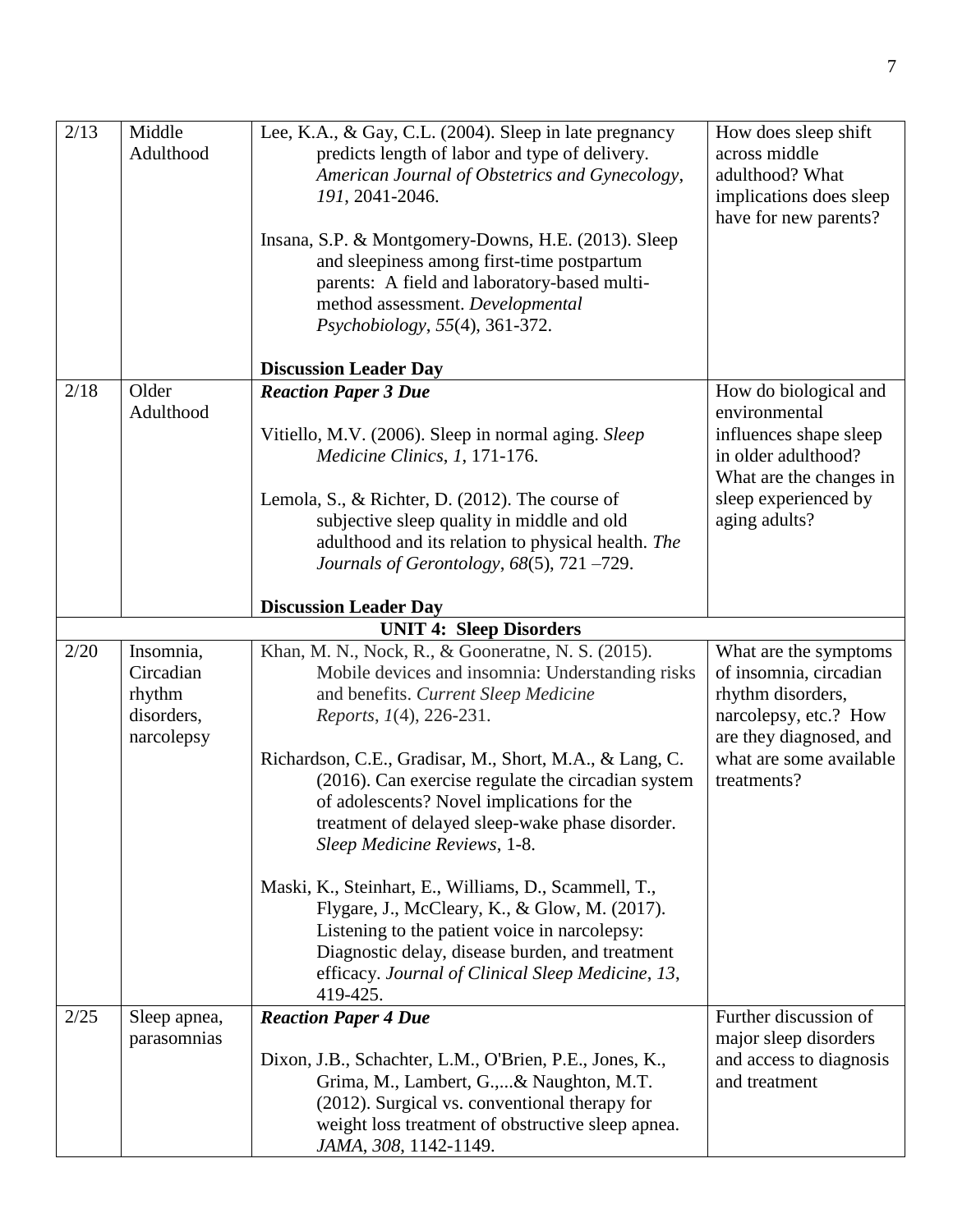| | | | |
|---|---|---|---|
| 2/13 | Middle Adulthood | Lee, K.A., & Gay, C.L. (2004). Sleep in late pregnancy predicts length of labor and type of delivery. *American Journal of Obstetrics and Gynecology*, *191*, 2041-2046.<br><br>Insana, S.P. & Montgomery-Downs, H.E. (2013). Sleep and sleepiness among first-time postpartum parents: A field and laboratory-based multi-method assessment. *Developmental Psychobiology*, *55*(4), 361-372.<br><br>**Discussion Leader Day** | How does sleep shift across middle adulthood? What implications does sleep have for new parents? |
| 2/18 | Older Adulthood | ***Reaction Paper 3 Due***<br><br>Vitiello, M.V. (2006). Sleep in normal aging. *Sleep Medicine Clinics*, *1*, 171-176.<br><br>Lemola, S., & Richter, D. (2012). The course of subjective sleep quality in middle and old adulthood and its relation to physical health. *The Journals of Gerontology*, *68*(5), 721 –729.<br><br>**Discussion Leader Day** | How do biological and environmental influences shape sleep in older adulthood? What are the changes in sleep experienced by aging adults? |
| | | **UNIT 4: Sleep Disorders** | |
| 2/20 | Insomnia, Circadian rhythm disorders, narcolepsy | Khan, M. N., Nock, R., & Gooneratne, N. S. (2015). Mobile devices and insomnia: Understanding risks and benefits. *Current Sleep Medicine Reports*, *1*(4), 226-231.<br><br>Richardson, C.E., Gradisar, M., Short, M.A., & Lang, C. (2016). Can exercise regulate the circadian system of adolescents? Novel implications for the treatment of delayed sleep-wake phase disorder. *Sleep Medicine Reviews*, 1-8.<br><br>Maski, K., Steinhart, E., Williams, D., Scammell, T., Flygare, J., McCleary, K., & Glow, M. (2017). Listening to the patient voice in narcolepsy: Diagnostic delay, disease burden, and treatment efficacy. *Journal of Clinical Sleep Medicine*, *13*, 419-425. | What are the symptoms of insomnia, circadian rhythm disorders, narcolepsy, etc.? How are they diagnosed, and what are some available treatments? |
| 2/25 | Sleep apnea, parasomnias | ***Reaction Paper 4 Due***<br><br>Dixon, J.B., Schachter, L.M., O'Brien, P.E., Jones, K., Grima, M., Lambert, G.,...& Naughton, M.T. (2012). Surgical vs. conventional therapy for weight loss treatment of obstructive sleep apnea. *JAMA*, *308*, 1142-1149. | Further discussion of major sleep disorders and access to diagnosis and treatment |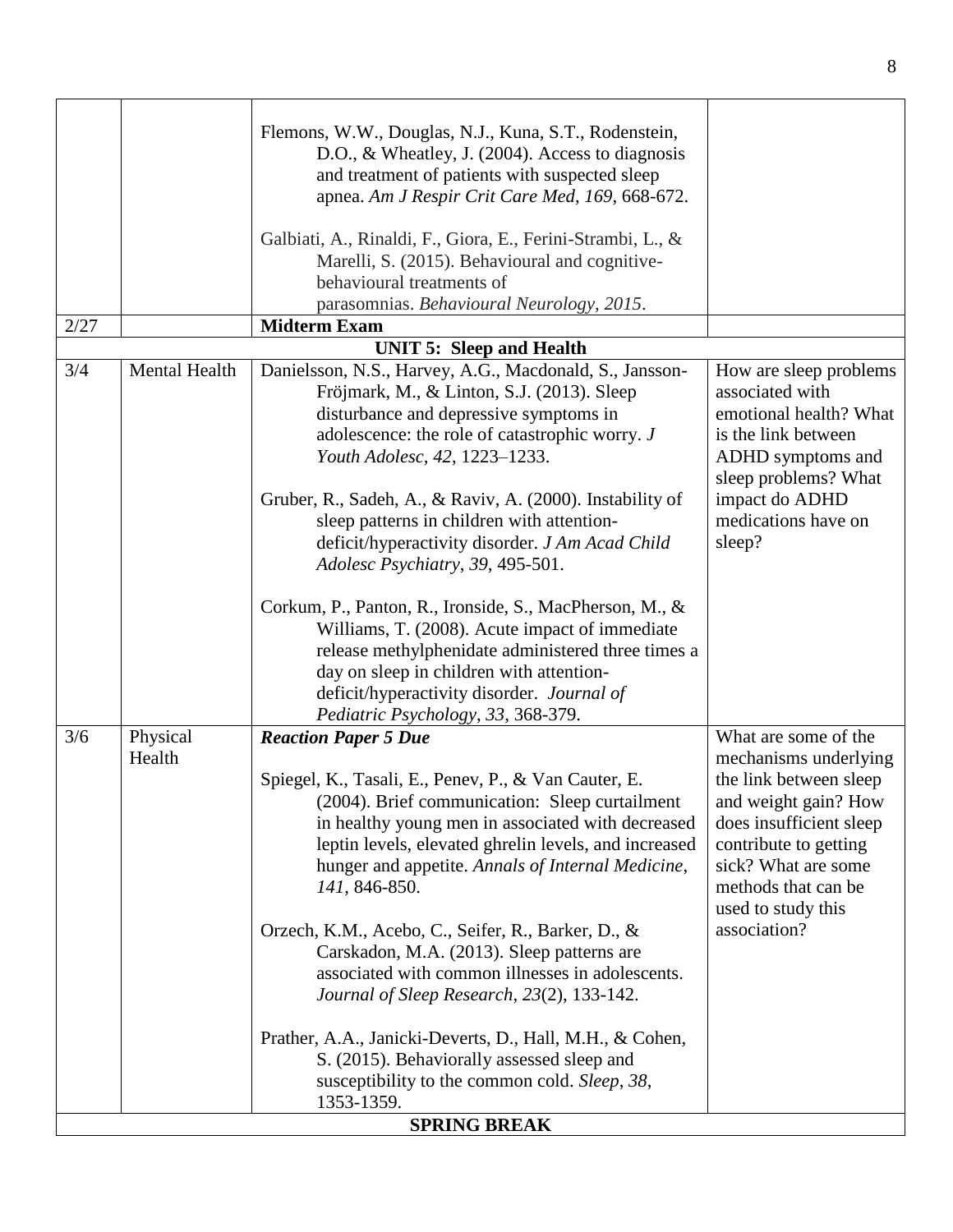| | | | |
|---|---|---|---|
| | | Flemons, W.W., Douglas, N.J., Kuna, S.T., Rodenstein, D.O., & Wheatley, J. (2004). Access to diagnosis and treatment of patients with suspected sleep apnea. *Am J Respir Crit Care Med*, *169*, 668-672.<br><br>Galbiati, A., Rinaldi, F., Giora, E., Ferini-Strambi, L., & Marelli, S. (2015). Behavioural and cognitive-behavioural treatments of parasomnias. *Behavioural Neurology, 2015*. | |
| 2/27 | | **Midterm Exam** | |
| | | **UNIT 5: Sleep and Health** | |
| 3/4 | Mental Health | Danielsson, N.S., Harvey, A.G., Macdonald, S., Jansson-Fröjmark, M., & Linton, S.J. (2013). Sleep disturbance and depressive symptoms in adolescence: the role of catastrophic worry. *J Youth Adolesc, 42*, 1223–1233.<br><br>Gruber, R., Sadeh, A., & Raviv, A. (2000). Instability of sleep patterns in children with attention-deficit/hyperactivity disorder. *J Am Acad Child Adolesc Psychiatry*, *39*, 495-501.<br><br>Corkum, P., Panton, R., Ironside, S., MacPherson, M., & Williams, T. (2008). Acute impact of immediate release methylphenidate administered three times a day on sleep in children with attention-deficit/hyperactivity disorder. *Journal of Pediatric Psychology*, *33*, 368-379. | How are sleep problems associated with emotional health? What is the link between ADHD symptoms and sleep problems? What impact do ADHD medications have on sleep? |
| 3/6 | Physical Health | ***Reaction Paper 5 Due***<br><br>Spiegel, K., Tasali, E., Penev, P., & Van Cauter, E. (2004). Brief communication: Sleep curtailment in healthy young men in associated with decreased leptin levels, elevated ghrelin levels, and increased hunger and appetite. *Annals of Internal Medicine*, *141*, 846-850.<br><br>Orzech, K.M., Acebo, C., Seifer, R., Barker, D., & Carskadon, M.A. (2013). Sleep patterns are associated with common illnesses in adolescents. *Journal of Sleep Research*, *23*(2), 133-142.<br><br>Prather, A.A., Janicki-Deverts, D., Hall, M.H., & Cohen, S. (2015). Behaviorally assessed sleep and susceptibility to the common cold. *Sleep*, *38*, 1353-1359. | What are some of the mechanisms underlying the link between sleep and weight gain? How does insufficient sleep contribute to getting sick? What are some methods that can be used to study this association? |
| | | **SPRING BREAK** | |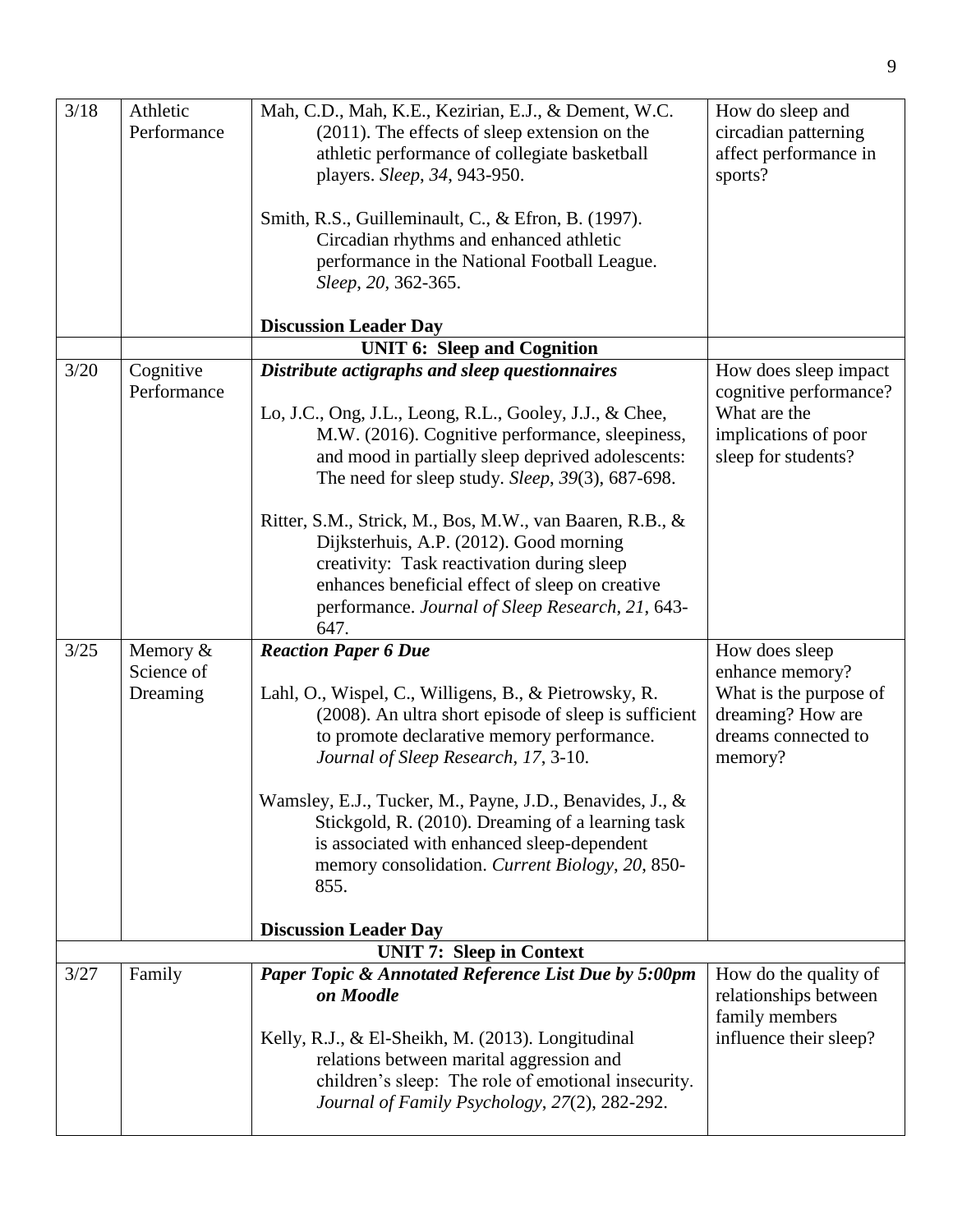| | | | |
|---|---|---|---|
| 3/18 | Athletic Performance | Mah, C.D., Mah, K.E., Kezirian, E.J., & Dement, W.C. (2011). The effects of sleep extension on the athletic performance of collegiate basketball players. *Sleep*, *34*, 943-950.<br><br>Smith, R.S., Guilleminault, C., & Efron, B. (1997). Circadian rhythms and enhanced athletic performance in the National Football League. *Sleep*, *20*, 362-365.<br><br>**Discussion Leader Day** | How do sleep and circadian patterning affect performance in sports? |
| | | **UNIT 6: Sleep and Cognition** | |
| 3/20 | Cognitive Performance | ***Distribute actigraphs and sleep questionnaires***<br><br>Lo, J.C., Ong, J.L., Leong, R.L., Gooley, J.J., & Chee, M.W. (2016). Cognitive performance, sleepiness, and mood in partially sleep deprived adolescents: The need for sleep study. *Sleep, 39*(3), 687-698.<br><br>Ritter, S.M., Strick, M., Bos, M.W., van Baaren, R.B., & Dijksterhuis, A.P. (2012). Good morning creativity: Task reactivation during sleep enhances beneficial effect of sleep on creative performance. *Journal of Sleep Research*, *21*, 643-647. | How does sleep impact cognitive performance? What are the implications of poor sleep for students? |
| 3/25 | Memory & Science of Dreaming | ***Reaction Paper 6 Due***<br><br>Lahl, O., Wispel, C., Willigens, B., & Pietrowsky, R. (2008). An ultra short episode of sleep is sufficient to promote declarative memory performance. *Journal of Sleep Research*, *17*, 3-10.<br><br>Wamsley, E.J., Tucker, M., Payne, J.D., Benavides, J., & Stickgold, R. (2010). Dreaming of a learning task is associated with enhanced sleep-dependent memory consolidation. *Current Biology*, *20*, 850-855.<br><br>**Discussion Leader Day** | How does sleep enhance memory? What is the purpose of dreaming? How are dreams connected to memory? |
| | | **UNIT 7: Sleep in Context** | |
| 3/27 | Family | ***Paper Topic & Annotated Reference List Due by 5:00pm on Moodle***<br><br>Kelly, R.J., & El-Sheikh, M. (2013). Longitudinal relations between marital aggression and children's sleep: The role of emotional insecurity. *Journal of Family Psychology*, *27*(2), 282-292. | How do the quality of relationships between family members influence their sleep? |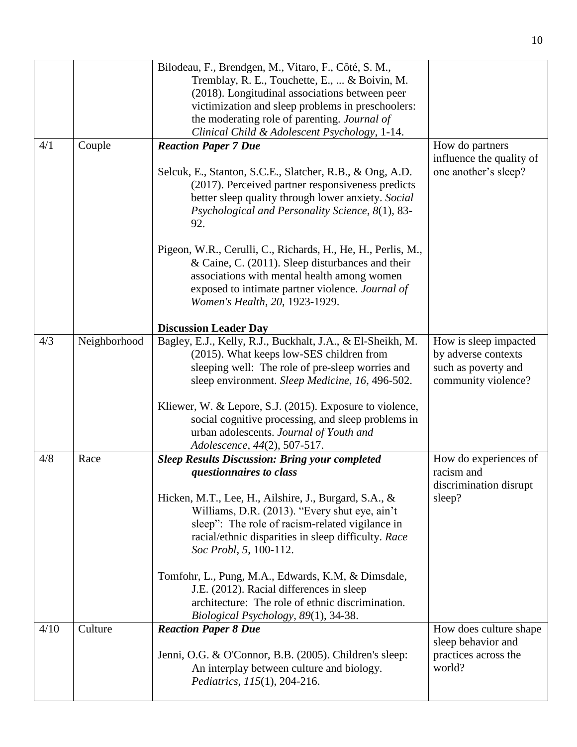| | | | |
|---|---|---|---|
| | | Bilodeau, F., Brendgen, M., Vitaro, F., Côté, S. M., Tremblay, R. E., Touchette, E., ... & Boivin, M. (2018). Longitudinal associations between peer victimization and sleep problems in preschoolers: the moderating role of parenting. *Journal of Clinical Child & Adolescent Psychology*, 1-14. | |
| 4/1 | Couple | ***Reaction Paper 7 Due***<br><br>Selcuk, E., Stanton, S.C.E., Slatcher, R.B., & Ong, A.D. (2017). Perceived partner responsiveness predicts better sleep quality through lower anxiety. *Social Psychological and Personality Science*, *8*(1), 83-92.<br><br>Pigeon, W.R., Cerulli, C., Richards, H., He, H., Perlis, M., & Caine, C. (2011). Sleep disturbances and their associations with mental health among women exposed to intimate partner violence. *Journal of Women's Health*, *20*, 1923-1929.<br><br>**Discussion Leader Day** | How do partners influence the quality of one another's sleep? |
| 4/3 | Neighborhood | Bagley, E.J., Kelly, R.J., Buckhalt, J.A., & El-Sheikh, M. (2015). What keeps low-SES children from sleeping well: The role of pre-sleep worries and sleep environment. *Sleep Medicine*, *16*, 496-502.<br><br>Kliewer, W. & Lepore, S.J. (2015). Exposure to violence, social cognitive processing, and sleep problems in urban adolescents. *Journal of Youth and Adolescence*, *44*(2), 507-517. | How is sleep impacted by adverse contexts such as poverty and community violence? |
| 4/8 | Race | ***Sleep Results Discussion: Bring your completed questionnaires to class***<br><br>Hicken, M.T., Lee, H., Ailshire, J., Burgard, S.A., & Williams, D.R. (2013). "Every shut eye, ain't sleep": The role of racism-related vigilance in racial/ethnic disparities in sleep difficulty. *Race Soc Probl*, *5*, 100-112.<br><br>Tomfohr, L., Pung, M.A., Edwards, K.M, & Dimsdale, J.E. (2012). Racial differences in sleep architecture: The role of ethnic discrimination. *Biological Psychology*, *89*(1), 34-38. | How do experiences of racism and discrimination disrupt sleep? |
| 4/10 | Culture | ***Reaction Paper 8 Due***<br><br>Jenni, O.G. & O'Connor, B.B. (2005). Children's sleep: An interplay between culture and biology. *Pediatrics*, *115*(1), 204-216. | How does culture shape sleep behavior and practices across the world? |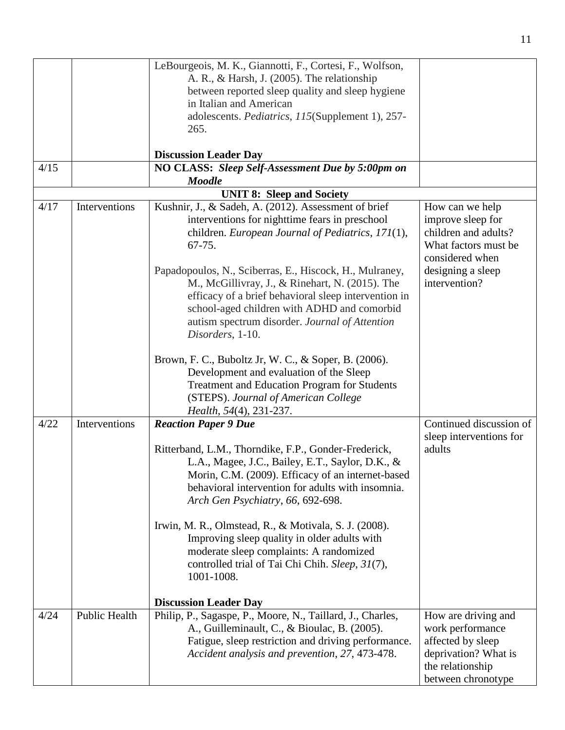| | | | |
|---|---|---|---|
| | | LeBourgeois, M. K., Giannotti, F., Cortesi, F., Wolfson, A. R., & Harsh, J. (2005). The relationship between reported sleep quality and sleep hygiene in Italian and American adolescents. *Pediatrics*, *115*(Supplement 1), 257-265.<br><br>**Discussion Leader Day** | |
| 4/15 | | **NO CLASS:** ***Sleep Self-Assessment Due by 5:00pm on Moodle*** | |
| | | **UNIT 8: Sleep and Society** | |
| 4/17 | Interventions | Kushnir, J., & Sadeh, A. (2012). Assessment of brief interventions for nighttime fears in preschool children. *European Journal of Pediatrics*, *171*(1), 67-75.<br><br>Papadopoulos, N., Sciberras, E., Hiscock, H., Mulraney, M., McGillivray, J., & Rinehart, N. (2015). The efficacy of a brief behavioral sleep intervention in school-aged children with ADHD and comorbid autism spectrum disorder. *Journal of Attention Disorders*, 1-10.<br><br>Brown, F. C., Buboltz Jr, W. C., & Soper, B. (2006). Development and evaluation of the Sleep Treatment and Education Program for Students (STEPS). *Journal of American College Health*, *54*(4), 231-237. | How can we help improve sleep for children and adults? What factors must be considered when designing a sleep intervention? |
| 4/22 | Interventions | ***Reaction Paper 9 Due***<br><br>Ritterband, L.M., Thorndike, F.P., Gonder-Frederick, L.A., Magee, J.C., Bailey, E.T., Saylor, D.K., & Morin, C.M. (2009). Efficacy of an internet-based behavioral intervention for adults with insomnia. *Arch Gen Psychiatry*, *66*, 692-698.<br><br>Irwin, M. R., Olmstead, R., & Motivala, S. J. (2008). Improving sleep quality in older adults with moderate sleep complaints: A randomized controlled trial of Tai Chi Chih. *Sleep*, *31*(7), 1001-1008.<br><br>**Discussion Leader Day** | Continued discussion of sleep interventions for adults |
| 4/24 | Public Health | Philip, P., Sagaspe, P., Moore, N., Taillard, J., Charles, A., Guilleminault, C., & Bioulac, B. (2005). Fatigue, sleep restriction and driving performance. *Accident analysis and prevention*, *27*, 473-478. | How are driving and work performance affected by sleep deprivation? What is the relationship between chronotype |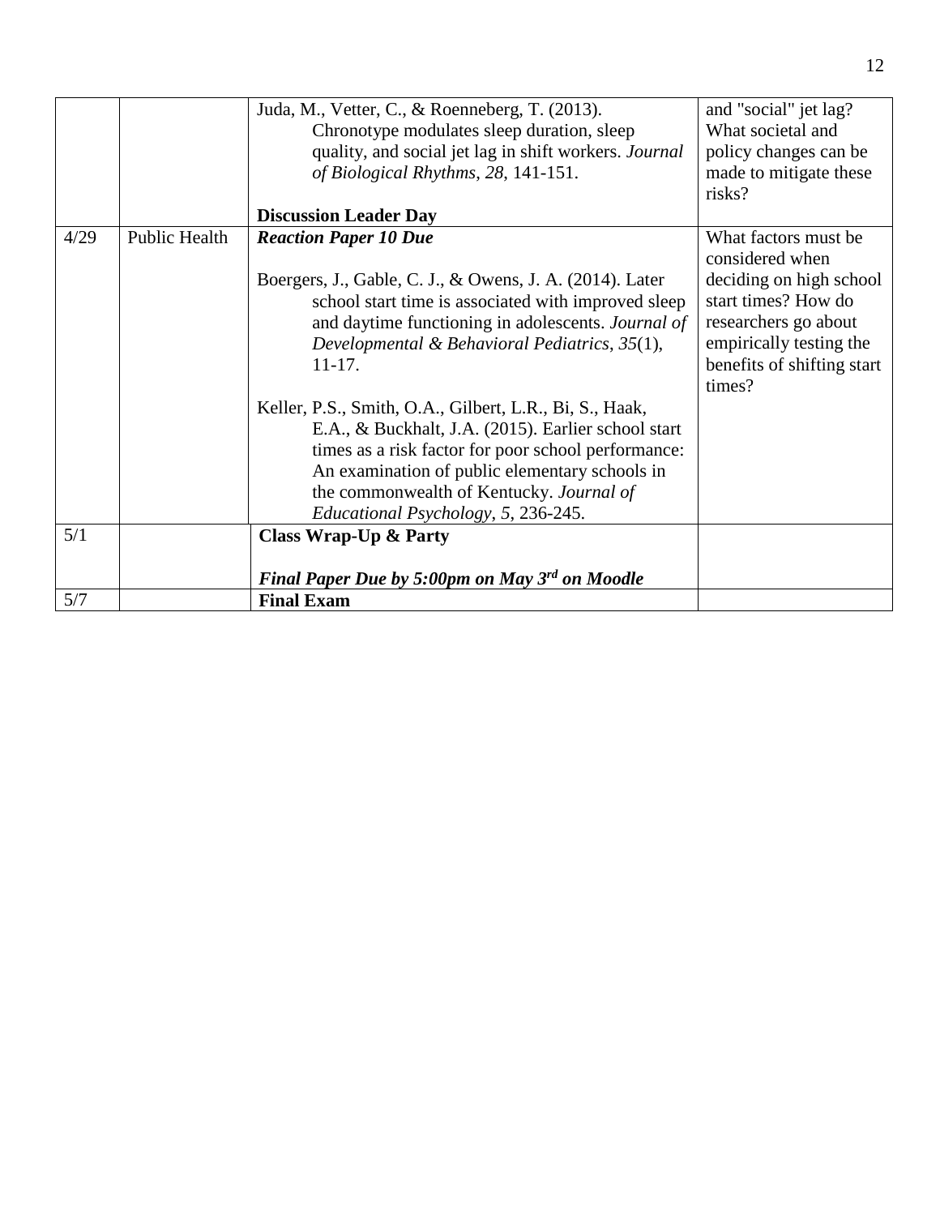| | | | |
|---|---|---|---|
| | | Juda, M., Vetter, C., & Roenneberg, T. (2013). Chronotype modulates sleep duration, sleep quality, and social jet lag in shift workers. *Journal of Biological Rhythms*, *28*, 141-151.<br><br>**Discussion Leader Day** | and "social" jet lag? What societal and policy changes can be made to mitigate these risks? |
| 4/29 | Public Health | ***Reaction Paper 10 Due***<br><br>Boergers, J., Gable, C. J., & Owens, J. A. (2014). Later school start time is associated with improved sleep and daytime functioning in adolescents. *Journal of Developmental & Behavioral Pediatrics*, *35*(1), 11-17.<br><br>Keller, P.S., Smith, O.A., Gilbert, L.R., Bi, S., Haak, E.A., & Buckhalt, J.A. (2015). Earlier school start times as a risk factor for poor school performance: An examination of public elementary schools in the commonwealth of Kentucky. *Journal of Educational Psychology*, *5*, 236-245. | What factors must be considered when deciding on high school start times? How do researchers go about empirically testing the benefits of shifting start times? |
| 5/1 | | **Class Wrap-Up & Party**<br><br>***Final Paper Due by 5:00pm on May 3rd on Moodle*** | |
| 5/7 | | **Final Exam** | |